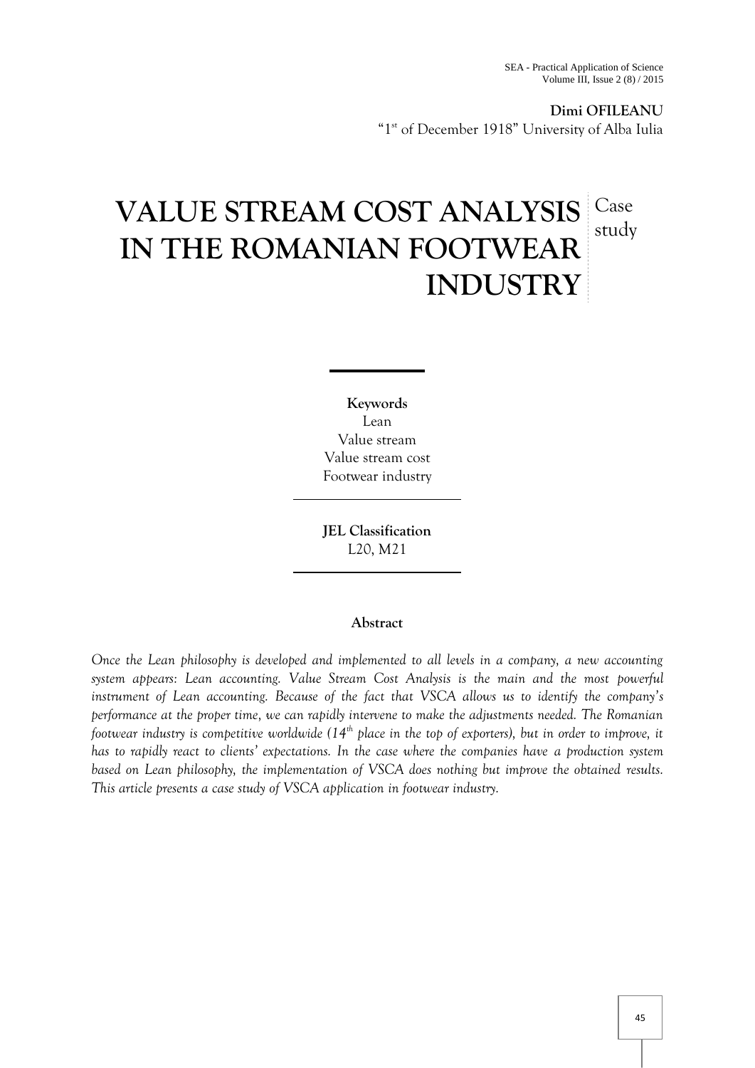**Dimi OFILEANU**
"1st of December 1918" University of Alba Iulia

# VALUE STREAM COST ANALYSIS IN THE ROMANIAN FOOTWEAR INDUSTRY

Case study

**Keywords**
Lean
Value stream
Value stream cost
Footwear industry

**JEL Classification**
L20, M21

**Abstract**

*Once the Lean philosophy is developed and implemented to all levels in a company, a new accounting system appears: Lean accounting. Value Stream Cost Analysis is the main and the most powerful instrument of Lean accounting. Because of the fact that VSCA allows us to identify the company's performance at the proper time, we can rapidly intervene to make the adjustments needed. The Romanian footwear industry is competitive worldwide (14th place in the top of exporters), but in order to improve, it has to rapidly react to clients' expectations. In the case where the companies have a production system based on Lean philosophy, the implementation of VSCA does nothing but improve the obtained results. This article presents a case study of VSCA application in footwear industry.*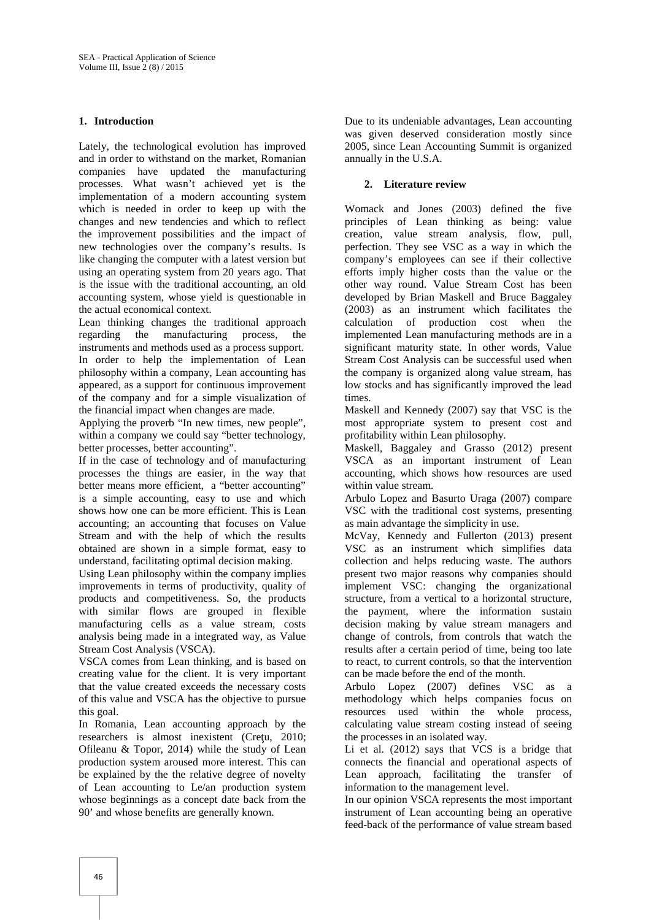## 1. Introduction

Lately, the technological evolution has improved and in order to withstand on the market, Romanian companies have updated the manufacturing processes. What wasn't achieved yet is the implementation of a modern accounting system which is needed in order to keep up with the changes and new tendencies and which to reflect the improvement possibilities and the impact of new technologies over the company's results. Is like changing the computer with a latest version but using an operating system from 20 years ago. That is the issue with the traditional accounting, an old accounting system, whose yield is questionable in the actual economical context.

Lean thinking changes the traditional approach regarding the manufacturing process, the instruments and methods used as a process support.

In order to help the implementation of Lean philosophy within a company, Lean accounting has appeared, as a support for continuous improvement of the company and for a simple visualization of the financial impact when changes are made.

Applying the proverb "In new times, new people", within a company we could say "better technology, better processes, better accounting".

If in the case of technology and of manufacturing processes the things are easier, in the way that better means more efficient, a "better accounting" is a simple accounting, easy to use and which shows how one can be more efficient. This is Lean accounting; an accounting that focuses on Value Stream and with the help of which the results obtained are shown in a simple format, easy to understand, facilitating optimal decision making.

Using Lean philosophy within the company implies improvements in terms of productivity, quality of products and competitiveness. So, the products with similar flows are grouped in flexible manufacturing cells as a value stream, costs analysis being made in a integrated way, as Value Stream Cost Analysis (VSCA).

VSCA comes from Lean thinking, and is based on creating value for the client. It is very important that the value created exceeds the necessary costs of this value and VSCA has the objective to pursue this goal.

In Romania, Lean accounting approach by the researchers is almost inexistent (Creţu, 2010; Ofileanu & Topor, 2014) while the study of Lean production system aroused more interest. This can be explained by the the relative degree of novelty of Lean accounting to Le/an production system whose beginnings as a concept date back from the 90' and whose benefits are generally known.

Due to its undeniable advantages, Lean accounting was given deserved consideration mostly since 2005, since Lean Accounting Summit is organized annually in the U.S.A.

## 2. Literature review

Womack and Jones (2003) defined the five principles of Lean thinking as being: value creation, value stream analysis, flow, pull, perfection. They see VSC as a way in which the company's employees can see if their collective efforts imply higher costs than the value or the other way round. Value Stream Cost has been developed by Brian Maskell and Bruce Baggaley (2003) as an instrument which facilitates the calculation of production cost when the implemented Lean manufacturing methods are in a significant maturity state. In other words, Value Stream Cost Analysis can be successful used when the company is organized along value stream, has low stocks and has significantly improved the lead times.

Maskell and Kennedy (2007) say that VSC is the most appropriate system to present cost and profitability within Lean philosophy.

Maskell, Baggaley and Grasso (2012) present VSCA as an important instrument of Lean accounting, which shows how resources are used within value stream.

Arbulo Lopez and Basurto Uraga (2007) compare VSC with the traditional cost systems, presenting as main advantage the simplicity in use.

McVay, Kennedy and Fullerton (2013) present VSC as an instrument which simplifies data collection and helps reducing waste. The authors present two major reasons why companies should implement VSC: changing the organizational structure, from a vertical to a horizontal structure, the payment, where the information sustain decision making by value stream managers and change of controls, from controls that watch the results after a certain period of time, being too late to react, to current controls, so that the intervention can be made before the end of the month.

Arbulo Lopez (2007) defines VSC as a methodology which helps companies focus on resources used within the whole process, calculating value stream costing instead of seeing the processes in an isolated way.

Li et al. (2012) says that VCS is a bridge that connects the financial and operational aspects of Lean approach, facilitating the transfer of information to the management level.

In our opinion VSCA represents the most important instrument of Lean accounting being an operative feed-back of the performance of value stream based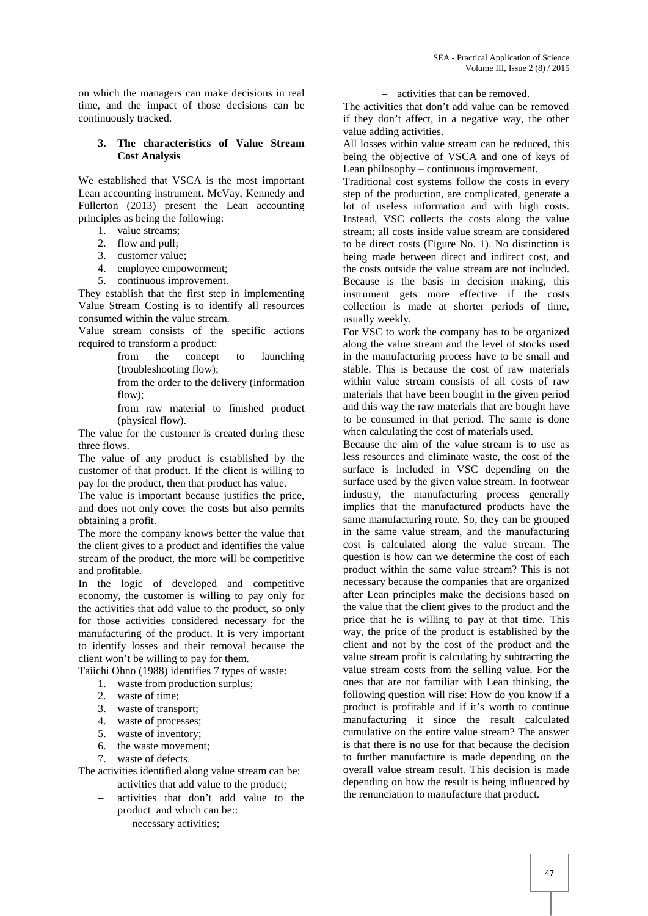on which the managers can make decisions in real time, and the impact of those decisions can be continuously tracked.

### 3. The characteristics of Value Stream Cost Analysis

We established that VSCA is the most important Lean accounting instrument. McVay, Kennedy and Fullerton (2013) present the Lean accounting principles as being the following:

1. value streams;
2. flow and pull;
3. customer value;
4. employee empowerment;
5. continuous improvement.

They establish that the first step in implementing Value Stream Costing is to identify all resources consumed within the value stream.

Value stream consists of the specific actions required to transform a product:

- from the concept to launching (troubleshooting flow);
- from the order to the delivery (information flow);
- from raw material to finished product (physical flow).

The value for the customer is created during these three flows.

The value of any product is established by the customer of that product. If the client is willing to pay for the product, then that product has value.

The value is important because justifies the price, and does not only cover the costs but also permits obtaining a profit.

The more the company knows better the value that the client gives to a product and identifies the value stream of the product, the more will be competitive and profitable.

In the logic of developed and competitive economy, the customer is willing to pay only for the activities that add value to the product, so only for those activities considered necessary for the manufacturing of the product. It is very important to identify losses and their removal because the client won't be willing to pay for them.

Taiichi Ohno (1988) identifies 7 types of waste:

1. waste from production surplus;
2. waste of time;
3. waste of transport;
4. waste of processes;
5. waste of inventory;
6. the waste movement;
7. waste of defects.

The activities identified along value stream can be:

- activities that add value to the product;
- activities that don't add value to the product and which can be::
  - necessary activities;
  - activities that can be removed.

The activities that don't add value can be removed if they don't affect, in a negative way, the other value adding activities.

All losses within value stream can be reduced, this being the objective of VSCA and one of keys of Lean philosophy – continuous improvement.

Traditional cost systems follow the costs in every step of the production, are complicated, generate a lot of useless information and with high costs. Instead, VSC collects the costs along the value stream; all costs inside value stream are considered to be direct costs (Figure No. 1). No distinction is being made between direct and indirect cost, and the costs outside the value stream are not included. Because is the basis in decision making, this instrument gets more effective if the costs collection is made at shorter periods of time, usually weekly.

For VSC to work the company has to be organized along the value stream and the level of stocks used in the manufacturing process have to be small and stable. This is because the cost of raw materials within value stream consists of all costs of raw materials that have been bought in the given period and this way the raw materials that are bought have to be consumed in that period. The same is done when calculating the cost of materials used.

Because the aim of the value stream is to use as less resources and eliminate waste, the cost of the surface is included in VSC depending on the surface used by the given value stream. In footwear industry, the manufacturing process generally implies that the manufactured products have the same manufacturing route. So, they can be grouped in the same value stream, and the manufacturing cost is calculated along the value stream. The question is how can we determine the cost of each product within the same value stream? This is not necessary because the companies that are organized after Lean principles make the decisions based on the value that the client gives to the product and the price that he is willing to pay at that time. This way, the price of the product is established by the client and not by the cost of the product and the value stream profit is calculating by subtracting the value stream costs from the selling value. For the ones that are not familiar with Lean thinking, the following question will rise: How do you know if a product is profitable and if it's worth to continue manufacturing it since the result calculated cumulative on the entire value stream? The answer is that there is no use for that because the decision to further manufacture is made depending on the overall value stream result. This decision is made depending on how the result is being influenced by the renunciation to manufacture that product.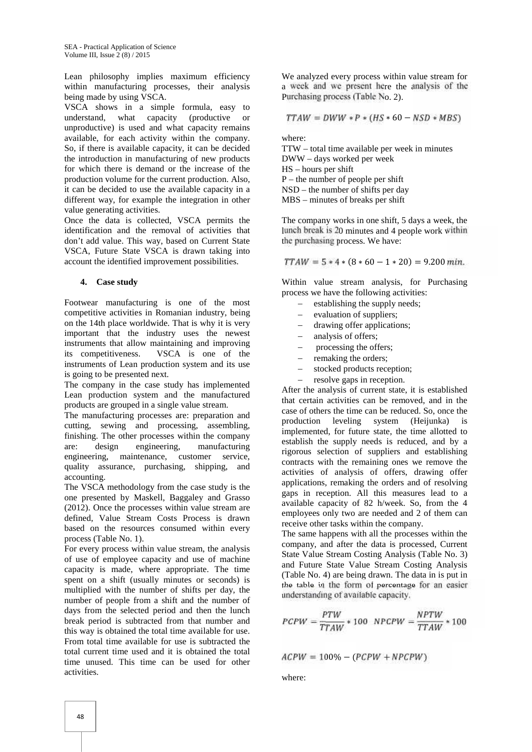Lean philosophy implies maximum efficiency within manufacturing processes, their analysis being made by using VSCA.

VSCA shows in a simple formula, easy to understand, what capacity (productive or unproductive) is used and what capacity remains available, for each activity within the company. So, if there is available capacity, it can be decided the introduction in manufacturing of new products for which there is demand or the increase of the production volume for the current production. Also, it can be decided to use the available capacity in a different way, for example the integration in other value generating activities.

Once the data is collected, VSCA permits the identification and the removal of activities that don't add value. This way, based on Current State VSCA, Future State VSCA is drawn taking into account the identified improvement possibilities.

## 4. Case study

Footwear manufacturing is one of the most competitive activities in Romanian industry, being on the 14th place worldwide. That is why it is very important that the industry uses the newest instruments that allow maintaining and improving its competitiveness. VSCA is one of the instruments of Lean production system and its use is going to be presented next.

The company in the case study has implemented Lean production system and the manufactured products are grouped in a single value stream.

The manufacturing processes are: preparation and cutting, sewing and processing, assembling, finishing. The other processes within the company are: design engineering, manufacturing engineering, maintenance, customer service, quality assurance, purchasing, shipping, and accounting.

The VSCA methodology from the case study is the one presented by Maskell, Baggaley and Grasso (2012). Once the processes within value stream are defined, Value Stream Costs Process is drawn based on the resources consumed within every process (Table No. 1).

For every process within value stream, the analysis of use of employee capacity and use of machine capacity is made, where appropriate. The time spent on a shift (usually minutes or seconds) is multiplied with the number of shifts per day, the number of people from a shift and the number of days from the selected period and then the lunch break period is subtracted from that number and this way is obtained the total time available for use. From total time available for use is subtracted the total current time used and it is obtained the total time unused. This time can be used for other activities.

We analyzed every process within value stream for a week and we present here the analysis of the Purchasing process (Table No. 2).

$$TTAW = DWW * P * (HS * 60 - NSD * MBS)$$

where:

TTW – total time available per week in minutes
DWW – days worked per week
HS – hours per shift
P – the number of people per shift
NSD – the number of shifts per day
MBS – minutes of breaks per shift

The company works in one shift, 5 days a week, the lunch break is 20 minutes and 4 people work within the purchasing process. We have:

$$TTAW = 5 * 4 * (8 * 60 - 1 * 20) = 9.200\ min.$$

Within value stream analysis, for Purchasing process we have the following activities:

- establishing the supply needs;
- evaluation of suppliers;
- drawing offer applications;
- analysis of offers;
- processing the offers;
- remaking the orders;
- stocked products reception;
- resolve gaps in reception.

After the analysis of current state, it is established that certain activities can be removed, and in the case of others the time can be reduced. So, once the production leveling system (Heijunka) is implemented, for future state, the time allotted to establish the supply needs is reduced, and by a rigorous selection of suppliers and establishing contracts with the remaining ones we remove the activities of analysis of offers, drawing offer applications, remaking the orders and of resolving gaps in reception. All this measures lead to a available capacity of 82 h/week. So, from the 4 employees only two are needed and 2 of them can receive other tasks within the company.

The same happens with all the processes within the company, and after the data is processed, Current State Value Stream Costing Analysis (Table No. 3) and Future State Value Stream Costing Analysis (Table No. 4) are being drawn. The data in is put in the table in the form of percentage for an easier understanding of available capacity.

$$PCPW = \frac{PTW}{TTAW} * 100 \quad NPCPW = \frac{NPTW}{TTAW} * 100$$

$$ACPW = 100\% - (PCPW + NPCPW)$$

where: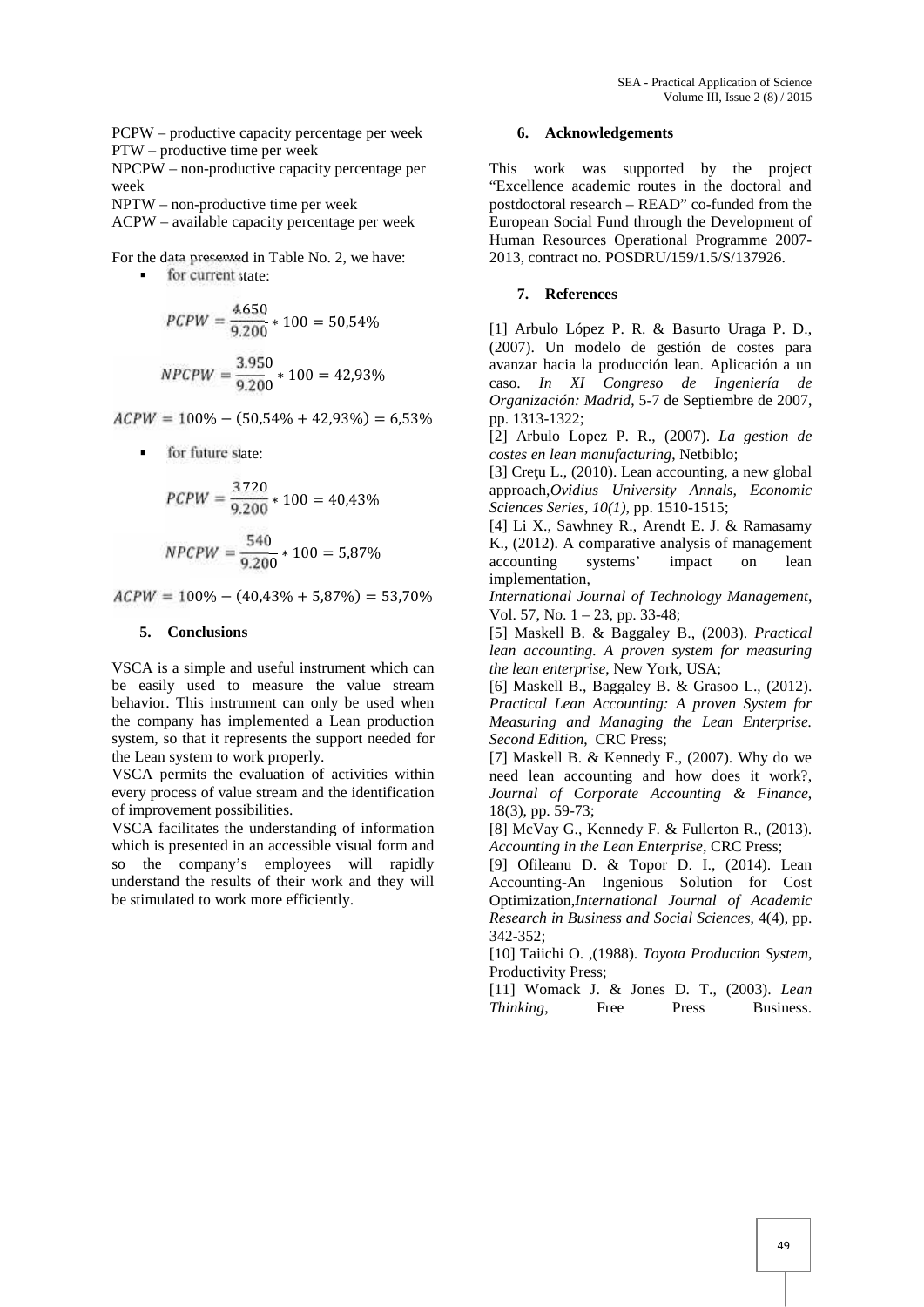PCPW – productive capacity percentage per week
PTW – productive time per week
NPCPW – non-productive capacity percentage per week
NPTW – non-productive time per week
ACPW – available capacity percentage per week

For the data presented in Table No. 2, we have:

- for current state:

$$PCPW = \frac{4.650}{9.200} * 100 = 50{,}54\%$$

$$NPCPW = \frac{3.950}{9.200} * 100 = 42{,}93\%$$

$$ACPW = 100\% - (50{,}54\% + 42{,}93\%) = 6{,}53\%$$

- for future state:

$$PCPW = \frac{3.720}{9.200} * 100 = 40{,}43\%$$

$$NPCPW = \frac{540}{9.200} * 100 = 5{,}87\%$$

$$ACPW = 100\% - (40{,}43\% + 5{,}87\%) = 53{,}70\%$$

## 5. Conclusions

VSCA is a simple and useful instrument which can be easily used to measure the value stream behavior. This instrument can only be used when the company has implemented a Lean production system, so that it represents the support needed for the Lean system to work properly.

VSCA permits the evaluation of activities within every process of value stream and the identification of improvement possibilities.

VSCA facilitates the understanding of information which is presented in an accessible visual form and so the company's employees will rapidly understand the results of their work and they will be stimulated to work more efficiently.

## 6. Acknowledgements

This work was supported by the project "Excellence academic routes in the doctoral and postdoctoral research – READ" co-funded from the European Social Fund through the Development of Human Resources Operational Programme 2007-2013, contract no. POSDRU/159/1.5/S/137926.

## 7. References

[1] Arbulo López P. R. & Basurto Uraga P. D., (2007). Un modelo de gestión de costes para avanzar hacia la producción lean. Aplicación a un caso. *In XI Congreso de Ingeniería de Organización: Madrid*, 5-7 de Septiembre de 2007, pp. 1313-1322;

[2] Arbulo Lopez P. R., (2007). *La gestion de costes en lean manufacturing*, Netbiblo;

[3] Creţu L., (2010). Lean accounting, a new global approach,*Ovidius University Annals, Economic Sciences Series*, *10(1)*, pp. 1510-1515;

[4] Li X., Sawhney R., Arendt E. J. & Ramasamy K., (2012). A comparative analysis of management accounting systems' impact on lean implementation, *International Journal of Technology Management*, Vol. 57, No. 1 – 23, pp. 33-48;

[5] Maskell B. & Baggaley B., (2003). *Practical lean accounting. A proven system for measuring the lean enterprise*, New York, USA;

[6] Maskell B., Baggaley B. & Grasoo L., (2012). *Practical Lean Accounting: A proven System for Measuring and Managing the Lean Enterprise. Second Edition*, CRC Press;

[7] Maskell B. & Kennedy F., (2007). Why do we need lean accounting and how does it work?, *Journal of Corporate Accounting & Finance*, 18(3), pp. 59-73;

[8] McVay G., Kennedy F. & Fullerton R., (2013). *Accounting in the Lean Enterprise*, CRC Press;

[9] Ofileanu D. & Topor D. I., (2014). Lean Accounting-An Ingenious Solution for Cost Optimization,*International Journal of Academic Research in Business and Social Sciences*, 4(4), pp. 342-352;

[10] Taiichi O. ,(1988). *Toyota Production System*, Productivity Press;

[11] Womack J. & Jones D. T., (2003). *Lean Thinking*, Free Press Business.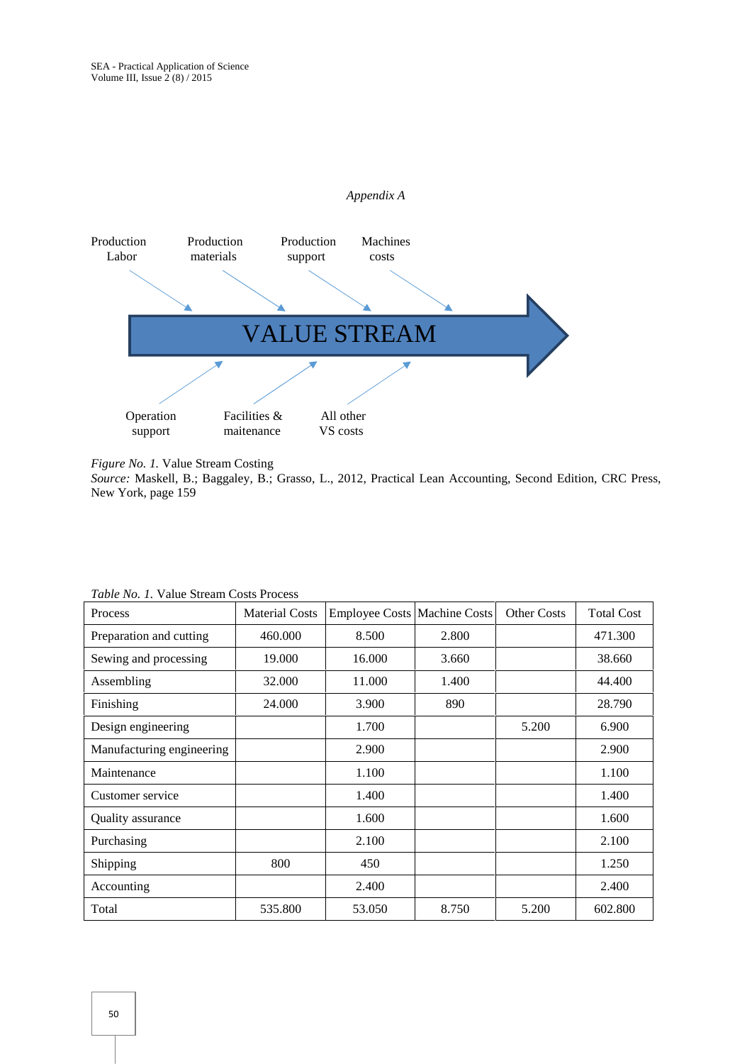*Appendix A*

Production Labor

Production materials

Production support

Machines costs

VALUE STREAM

Operation support

Facilities & maitenance

All other VS costs

*Figure No. 1.* Value Stream Costing
*Source:* Maskell, B.; Baggaley, B.; Grasso, L., 2012, Practical Lean Accounting, Second Edition, CRC Press, New York, page 159

*Table No. 1.* Value Stream Costs Process

| Process | Material Costs | Employee Costs | Machine Costs | Other Costs | Total Cost |
|---|---|---|---|---|---|
| Preparation and cutting | 460.000 | 8.500 | 2.800 | | 471.300 |
| Sewing and processing | 19.000 | 16.000 | 3.660 | | 38.660 |
| Assembling | 32.000 | 11.000 | 1.400 | | 44.400 |
| Finishing | 24.000 | 3.900 | 890 | | 28.790 |
| Design engineering | | 1.700 | | 5.200 | 6.900 |
| Manufacturing engineering | | 2.900 | | | 2.900 |
| Maintenance | | 1.100 | | | 1.100 |
| Customer service | | 1.400 | | | 1.400 |
| Quality assurance | | 1.600 | | | 1.600 |
| Purchasing | | 2.100 | | | 2.100 |
| Shipping | 800 | 450 | | | 1.250 |
| Accounting | | 2.400 | | | 2.400 |
| Total | 535.800 | 53.050 | 8.750 | 5.200 | 602.800 |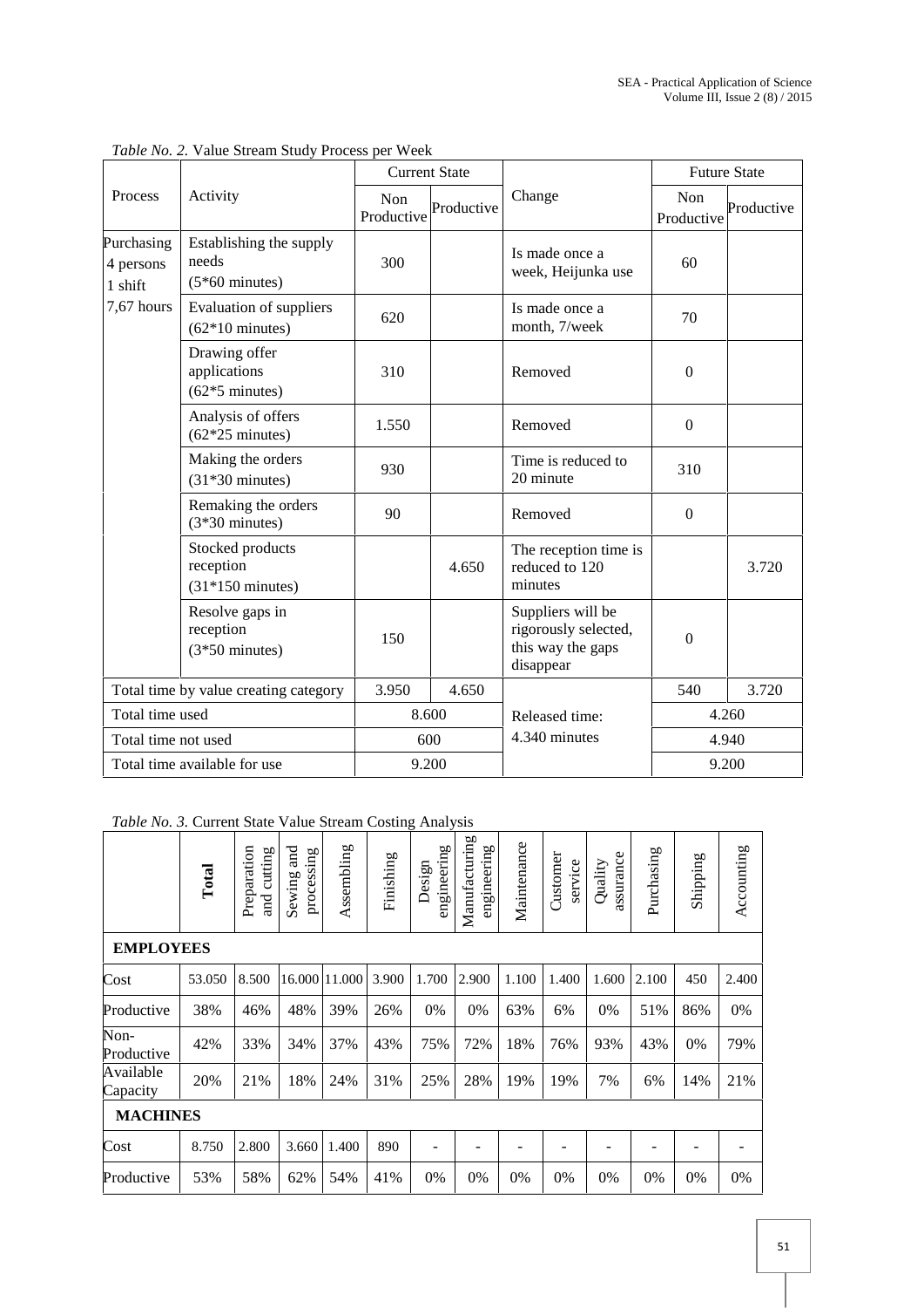*Table No. 2.* Value Stream Study Process per Week

| Process | Activity | Current State | | Change | Future State | |
|---|---|---|---|---|---|---|
| | | Non Productive | Productive | | Non Productive | Productive |
| Purchasing 4 persons 1 shift 7,67 hours | Establishing the supply needs (5*60 minutes) | 300 | | Is made once a week, Heijunka use | 60 | |
| | Evaluation of suppliers (62*10 minutes) | 620 | | Is made once a month, 7/week | 70 | |
| | Drawing offer applications (62*5 minutes) | 310 | | Removed | 0 | |
| | Analysis of offers (62*25 minutes) | 1.550 | | Removed | 0 | |
| | Making the orders (31*30 minutes) | 930 | | Time is reduced to 20 minute | 310 | |
| | Remaking the orders (3*30 minutes) | 90 | | Removed | 0 | |
| | Stocked products reception (31*150 minutes) | | 4.650 | The reception time is reduced to 120 minutes | | 3.720 |
| | Resolve gaps in reception (3*50 minutes) | 150 | | Suppliers will be rigorously selected, this way the gaps disappear | 0 | |
| Total time by value creating category | | 3.950 | 4.650 | Released time: 4.340 minutes | 540 | 3.720 |
| Total time used | | 8.600 | | | 4.260 | |
| Total time not used | | 600 | | | 4.940 | |
| Total time available for use | | 9.200 | | | 9.200 | |

*Table No. 3.* Current State Value Stream Costing Analysis

| | **Total** | Preparation and cutting | Sewing and processing | Assembling | Finishing | Design engineering | Manufacturing engineering | Maintenance | Customer service | Quality assurance | Purchasing | Shipping | Accounting |
|---|---|---|---|---|---|---|---|---|---|---|---|---|---|
| **EMPLOYEES** | | | | | | | | | | | | | |
| Cost | 53.050 | 8.500 | 16.000 | 11.000 | 3.900 | 1.700 | 2.900 | 1.100 | 1.400 | 1.600 | 2.100 | 450 | 2.400 |
| Productive | 38% | 46% | 48% | 39% | 26% | 0% | 0% | 63% | 6% | 0% | 51% | 86% | 0% |
| Non-Productive | 42% | 33% | 34% | 37% | 43% | 75% | 72% | 18% | 76% | 93% | 43% | 0% | 79% |
| Available Capacity | 20% | 21% | 18% | 24% | 31% | 25% | 28% | 19% | 19% | 7% | 6% | 14% | 21% |
| **MACHINES** | | | | | | | | | | | | | |
| Cost | 8.750 | 2.800 | 3.660 | 1.400 | 890 | - | - | - | - | - | - | - | - |
| Productive | 53% | 58% | 62% | 54% | 41% | 0% | 0% | 0% | 0% | 0% | 0% | 0% | 0% |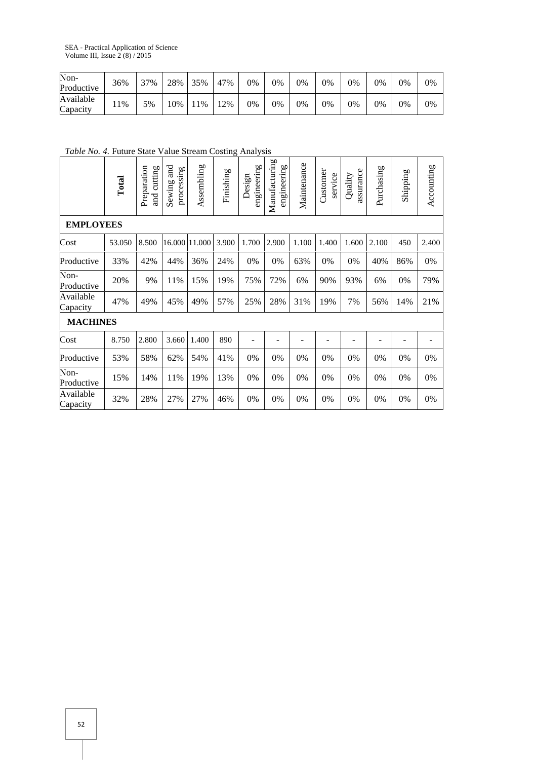| | | | | | | | | | | | | | |
|---|---|---|---|---|---|---|---|---|---|---|---|---|---|
| Non-Productive | 36% | 37% | 28% | 35% | 47% | 0% | 0% | 0% | 0% | 0% | 0% | 0% | 0% |
| Available Capacity | 11% | 5% | 10% | 11% | 12% | 0% | 0% | 0% | 0% | 0% | 0% | 0% | 0% |

*Table No. 4.* Future State Value Stream Costing Analysis

| | **Total** | Preparation and cutting | Sewing and processing | Assembling | Finishing | Design engineering | Manufacturing engineering | Maintenance | Customer service | Quality assurance | Purchasing | Shipping | Accounting |
|---|---|---|---|---|---|---|---|---|---|---|---|---|---|
| **EMPLOYEES** | | | | | | | | | | | | | |
| Cost | 53.050 | 8.500 | 16.000 | 11.000 | 3.900 | 1.700 | 2.900 | 1.100 | 1.400 | 1.600 | 2.100 | 450 | 2.400 |
| Productive | 33% | 42% | 44% | 36% | 24% | 0% | 0% | 63% | 0% | 0% | 40% | 86% | 0% |
| Non-Productive | 20% | 9% | 11% | 15% | 19% | 75% | 72% | 6% | 90% | 93% | 6% | 0% | 79% |
| Available Capacity | 47% | 49% | 45% | 49% | 57% | 25% | 28% | 31% | 19% | 7% | 56% | 14% | 21% |
| **MACHINES** | | | | | | | | | | | | | |
| Cost | 8.750 | 2.800 | 3.660 | 1.400 | 890 | - | - | - | - | - | - | - | - |
| Productive | 53% | 58% | 62% | 54% | 41% | 0% | 0% | 0% | 0% | 0% | 0% | 0% | 0% |
| Non-Productive | 15% | 14% | 11% | 19% | 13% | 0% | 0% | 0% | 0% | 0% | 0% | 0% | 0% |
| Available Capacity | 32% | 28% | 27% | 27% | 46% | 0% | 0% | 0% | 0% | 0% | 0% | 0% | 0% |